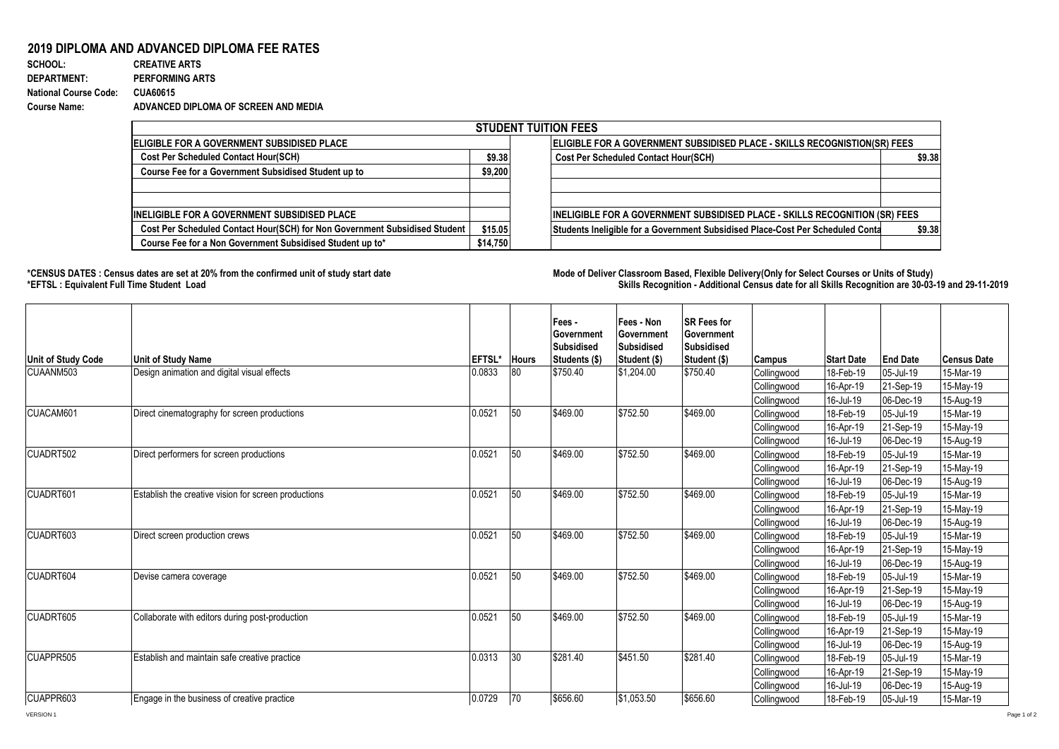## 2019 DIPLOMA AND ADVANCED DIPLOMA FEE RATES

**SCHOOL:** CREATIVE ARTS
**DEPARTMENT:** PERFORMING ARTS
**National Course Code:** CUA60615
**Course Name:** ADVANCED DIPLOMA OF SCREEN AND MEDIA

| STUDENT TUITION FEES | | | |
|---|---|---|---|
| **ELIGIBLE FOR A GOVERNMENT SUBSIDISED PLACE** | | **ELIGIBLE FOR A GOVERNMENT SUBSIDISED PLACE - SKILLS RECOGNISTION(SR) FEES** | |
| Cost Per Scheduled Contact Hour(SCH) | $9.38 | Cost Per Scheduled Contact Hour(SCH) | $9.38 |
| Course Fee for a Government Subsidised Student up to | $9,200 | | |
| | | | |
| | | | |
| **INELIGIBLE FOR A GOVERNMENT SUBSIDISED PLACE** | | **INELIGIBLE FOR A GOVERNMENT SUBSIDISED PLACE - SKILLS RECOGNITION (SR) FEES** | |
| Cost Per Scheduled Contact Hour(SCH) for Non Government Subsidised Student | $15.05 | Students Ineligible for a Government Subsidised Place-Cost Per Scheduled Conta | $9.38 |
| Course Fee for a Non Government Subsidised Student up to* | $14,750 | | |

**\*CENSUS DATES : Census dates are set at 20% from the confirmed unit of study start date**
**\*EFTSL : Equivalent Full Time Student Load**

**Mode of Deliver Classroom Based, Flexible Delivery(Only for Select Courses or Units of Study)**
**Skills Recognition - Additional Census date for all Skills Recognition are 30-03-19 and 29-11-2019**

| Unit of Study Code | Unit of Study Name | EFTSL* | Hours | Fees - Government Subsidised Students ($) | Fees - Non Government Subsidised Student ($) | SR Fees for Government Subsidised Student ($) | Campus | Start Date | End Date | Census Date |
|---|---|---|---|---|---|---|---|---|---|---|
| CUAANM503 | Design animation and digital visual effects | 0.0833 | 80 | $750.40 | $1,204.00 | $750.40 | Collingwood | 18-Feb-19 | 05-Jul-19 | 15-Mar-19 |
| | | | | | | | Collingwood | 16-Apr-19 | 21-Sep-19 | 15-May-19 |
| | | | | | | | Collingwood | 16-Jul-19 | 06-Dec-19 | 15-Aug-19 |
| CUACAM601 | Direct cinematography for screen productions | 0.0521 | 50 | $469.00 | $752.50 | $469.00 | Collingwood | 18-Feb-19 | 05-Jul-19 | 15-Mar-19 |
| | | | | | | | Collingwood | 16-Apr-19 | 21-Sep-19 | 15-May-19 |
| | | | | | | | Collingwood | 16-Jul-19 | 06-Dec-19 | 15-Aug-19 |
| CUADRT502 | Direct performers for screen productions | 0.0521 | 50 | $469.00 | $752.50 | $469.00 | Collingwood | 18-Feb-19 | 05-Jul-19 | 15-Mar-19 |
| | | | | | | | Collingwood | 16-Apr-19 | 21-Sep-19 | 15-May-19 |
| | | | | | | | Collingwood | 16-Jul-19 | 06-Dec-19 | 15-Aug-19 |
| CUADRT601 | Establish the creative vision for screen productions | 0.0521 | 50 | $469.00 | $752.50 | $469.00 | Collingwood | 18-Feb-19 | 05-Jul-19 | 15-Mar-19 |
| | | | | | | | Collingwood | 16-Apr-19 | 21-Sep-19 | 15-May-19 |
| | | | | | | | Collingwood | 16-Jul-19 | 06-Dec-19 | 15-Aug-19 |
| CUADRT603 | Direct screen production crews | 0.0521 | 50 | $469.00 | $752.50 | $469.00 | Collingwood | 18-Feb-19 | 05-Jul-19 | 15-Mar-19 |
| | | | | | | | Collingwood | 16-Apr-19 | 21-Sep-19 | 15-May-19 |
| | | | | | | | Collingwood | 16-Jul-19 | 06-Dec-19 | 15-Aug-19 |
| CUADRT604 | Devise camera coverage | 0.0521 | 50 | $469.00 | $752.50 | $469.00 | Collingwood | 18-Feb-19 | 05-Jul-19 | 15-Mar-19 |
| | | | | | | | Collingwood | 16-Apr-19 | 21-Sep-19 | 15-May-19 |
| | | | | | | | Collingwood | 16-Jul-19 | 06-Dec-19 | 15-Aug-19 |
| CUADRT605 | Collaborate with editors during post-production | 0.0521 | 50 | $469.00 | $752.50 | $469.00 | Collingwood | 18-Feb-19 | 05-Jul-19 | 15-Mar-19 |
| | | | | | | | Collingwood | 16-Apr-19 | 21-Sep-19 | 15-May-19 |
| | | | | | | | Collingwood | 16-Jul-19 | 06-Dec-19 | 15-Aug-19 |
| CUAPPR505 | Establish and maintain safe creative practice | 0.0313 | 30 | $281.40 | $451.50 | $281.40 | Collingwood | 18-Feb-19 | 05-Jul-19 | 15-Mar-19 |
| | | | | | | | Collingwood | 16-Apr-19 | 21-Sep-19 | 15-May-19 |
| | | | | | | | Collingwood | 16-Jul-19 | 06-Dec-19 | 15-Aug-19 |
| CUAPPR603 | Engage in the business of creative practice | 0.0729 | 70 | $656.60 | $1,053.50 | $656.60 | Collingwood | 18-Feb-19 | 05-Jul-19 | 15-Mar-19 |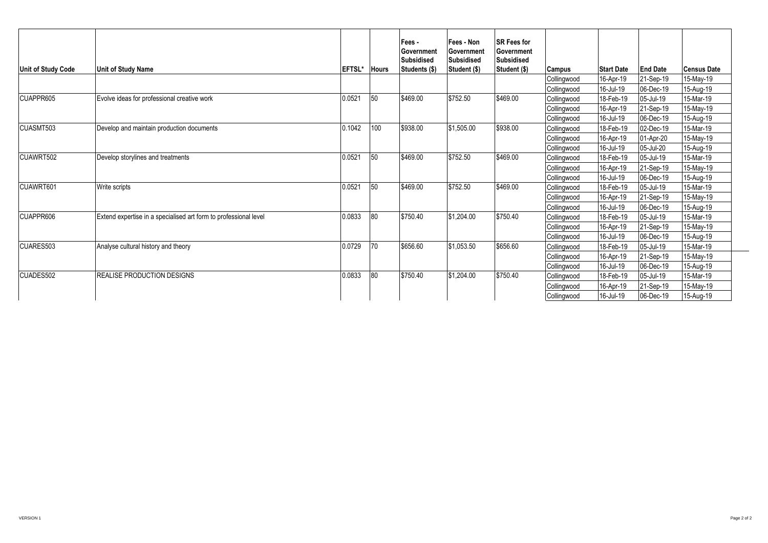| Unit of Study Code | Unit of Study Name | EFTSL* | Hours | Fees - Government Subsidised Students ($) | Fees - Non Government Subsidised Student ($) | SR Fees for Government Subsidised Student ($) | Campus | Start Date | End Date | Census Date |
|---|---|---|---|---|---|---|---|---|---|---|
| | | | | | | | Collingwood | 16-Apr-19 | 21-Sep-19 | 15-May-19 |
| | | | | | | | Collingwood | 16-Jul-19 | 06-Dec-19 | 15-Aug-19 |
| CUAPPR605 | Evolve ideas for professional creative work | 0.0521 | 50 | $469.00 | $752.50 | $469.00 | Collingwood | 18-Feb-19 | 05-Jul-19 | 15-Mar-19 |
| | | | | | | | Collingwood | 16-Apr-19 | 21-Sep-19 | 15-May-19 |
| | | | | | | | Collingwood | 16-Jul-19 | 06-Dec-19 | 15-Aug-19 |
| CUASMT503 | Develop and maintain production documents | 0.1042 | 100 | $938.00 | $1,505.00 | $938.00 | Collingwood | 18-Feb-19 | 02-Dec-19 | 15-Mar-19 |
| | | | | | | | Collingwood | 16-Apr-19 | 01-Apr-20 | 15-May-19 |
| | | | | | | | Collingwood | 16-Jul-19 | 05-Jul-20 | 15-Aug-19 |
| CUAWRT502 | Develop storylines and treatments | 0.0521 | 50 | $469.00 | $752.50 | $469.00 | Collingwood | 18-Feb-19 | 05-Jul-19 | 15-Mar-19 |
| | | | | | | | Collingwood | 16-Apr-19 | 21-Sep-19 | 15-May-19 |
| | | | | | | | Collingwood | 16-Jul-19 | 06-Dec-19 | 15-Aug-19 |
| CUAWRT601 | Write scripts | 0.0521 | 50 | $469.00 | $752.50 | $469.00 | Collingwood | 18-Feb-19 | 05-Jul-19 | 15-Mar-19 |
| | | | | | | | Collingwood | 16-Apr-19 | 21-Sep-19 | 15-May-19 |
| | | | | | | | Collingwood | 16-Jul-19 | 06-Dec-19 | 15-Aug-19 |
| CUAPPR606 | Extend expertise in a specialised art form to professional level | 0.0833 | 80 | $750.40 | $1,204.00 | $750.40 | Collingwood | 18-Feb-19 | 05-Jul-19 | 15-Mar-19 |
| | | | | | | | Collingwood | 16-Apr-19 | 21-Sep-19 | 15-May-19 |
| | | | | | | | Collingwood | 16-Jul-19 | 06-Dec-19 | 15-Aug-19 |
| CUARES503 | Analyse cultural history and theory | 0.0729 | 70 | $656.60 | $1,053.50 | $656.60 | Collingwood | 18-Feb-19 | 05-Jul-19 | 15-Mar-19 |
| | | | | | | | Collingwood | 16-Apr-19 | 21-Sep-19 | 15-May-19 |
| | | | | | | | Collingwood | 16-Jul-19 | 06-Dec-19 | 15-Aug-19 |
| CUADES502 | REALISE PRODUCTION DESIGNS | 0.0833 | 80 | $750.40 | $1,204.00 | $750.40 | Collingwood | 18-Feb-19 | 05-Jul-19 | 15-Mar-19 |
| | | | | | | | Collingwood | 16-Apr-19 | 21-Sep-19 | 15-May-19 |
| | | | | | | | Collingwood | 16-Jul-19 | 06-Dec-19 | 15-Aug-19 |

VERSION 1